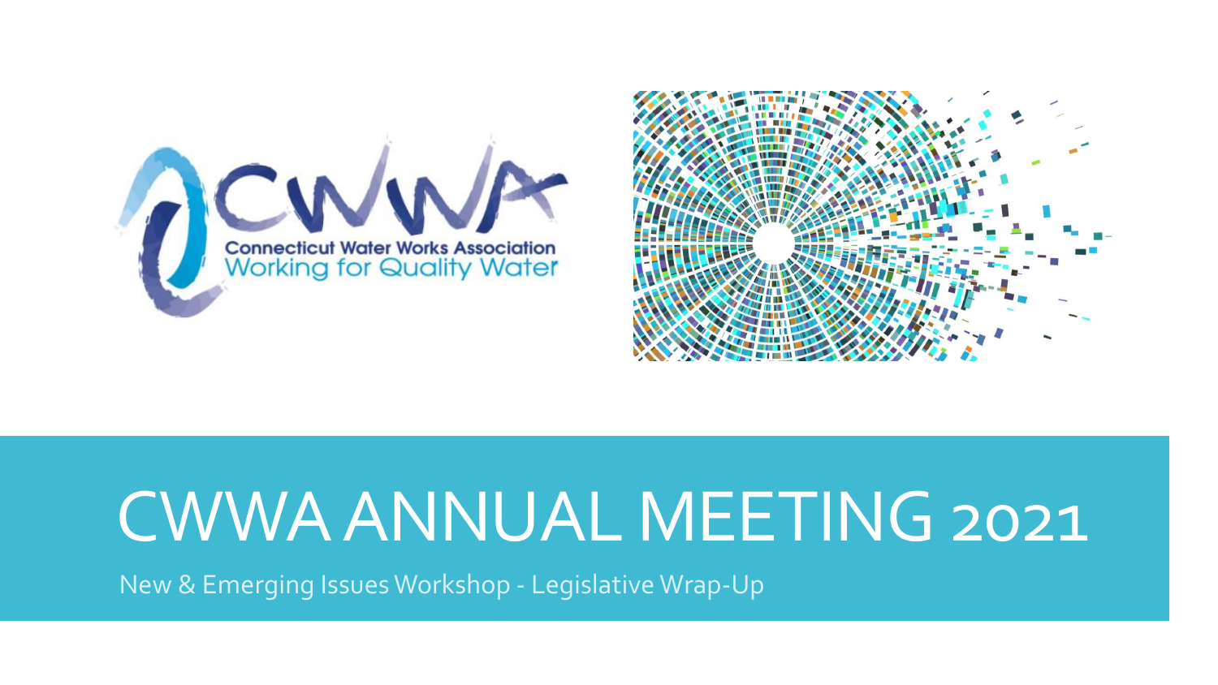# CWWA ANNUAL MEETING 2021

New & Emerging Issues Workshop - Legislative Wrap-Up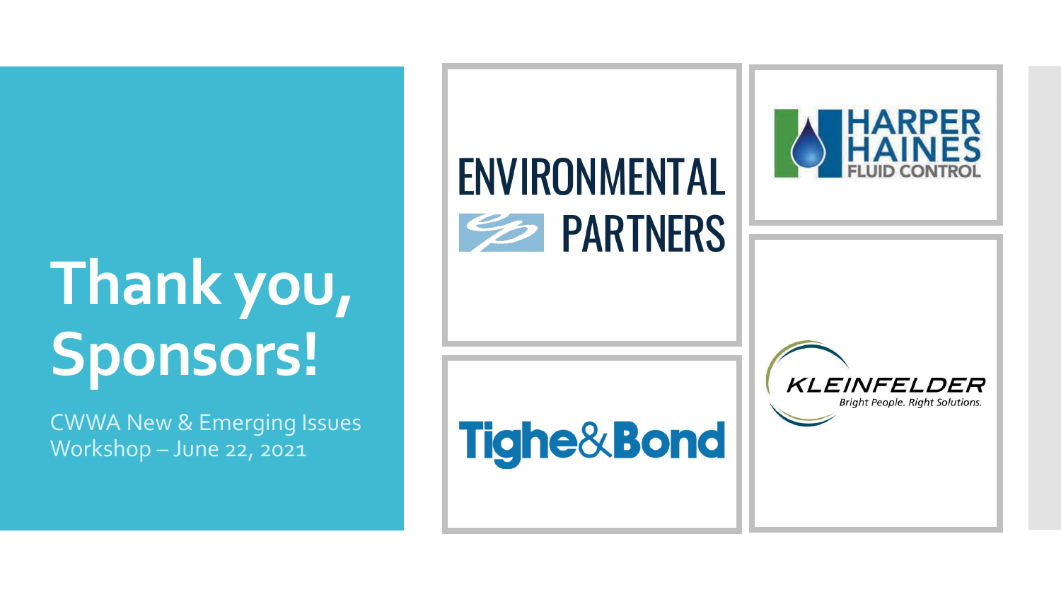# Thank you, Sponsors!

CWWA New & Emerging Issues Workshop – June 22, 2021

ENVIRONMENTAL PARTNERS

HARPER HAINES FLUID CONTROL

Tighe&Bond

KLEINFELDER

*Bright People. Right Solutions.*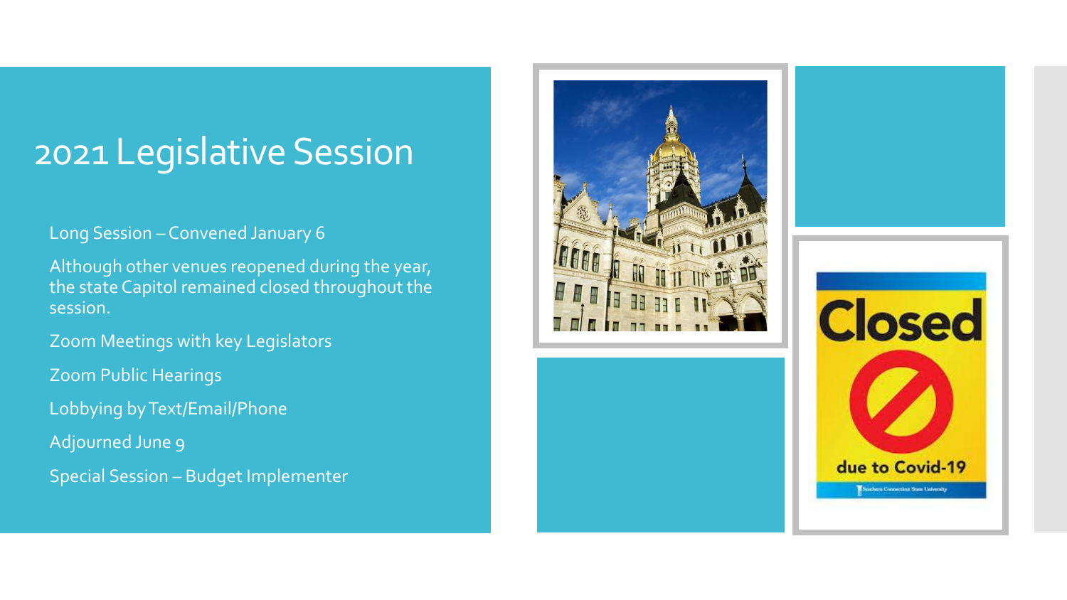# 2021 Legislative Session

- Long Session – Convened January 6
- Although other venues reopened during the year, the state Capitol remained closed throughout the session.
- Zoom Meetings with key Legislators
- Zoom Public Hearings
- Lobbying by Text/Email/Phone
- Adjourned June 9
- Special Session – Budget Implementer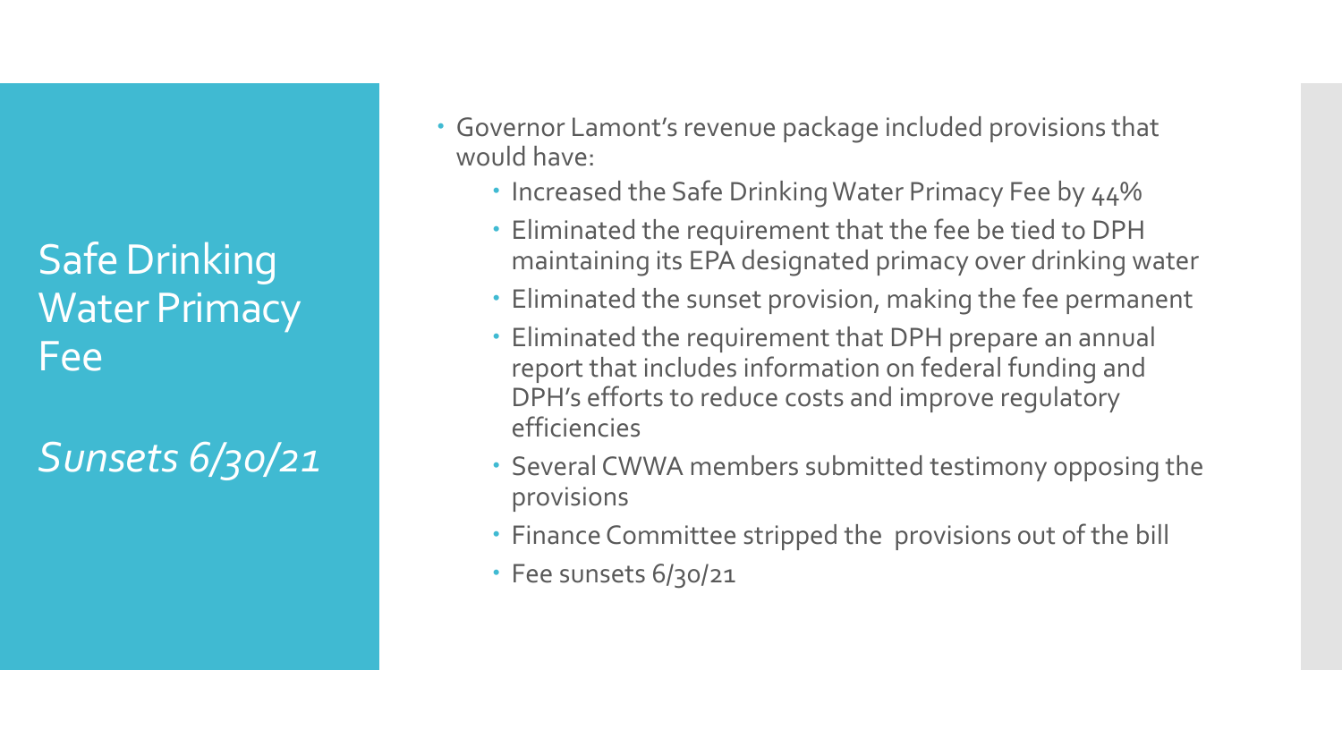# Safe Drinking Water Primacy Fee

*Sunsets 6/30/21*

- Governor Lamont's revenue package included provisions that would have:
  - Increased the Safe Drinking Water Primacy Fee by 44%
  - Eliminated the requirement that the fee be tied to DPH maintaining its EPA designated primacy over drinking water
  - Eliminated the sunset provision, making the fee permanent
  - Eliminated the requirement that DPH prepare an annual report that includes information on federal funding and DPH's efforts to reduce costs and improve regulatory efficiencies
  - Several CWWA members submitted testimony opposing the provisions
  - Finance Committee stripped the provisions out of the bill
  - Fee sunsets 6/30/21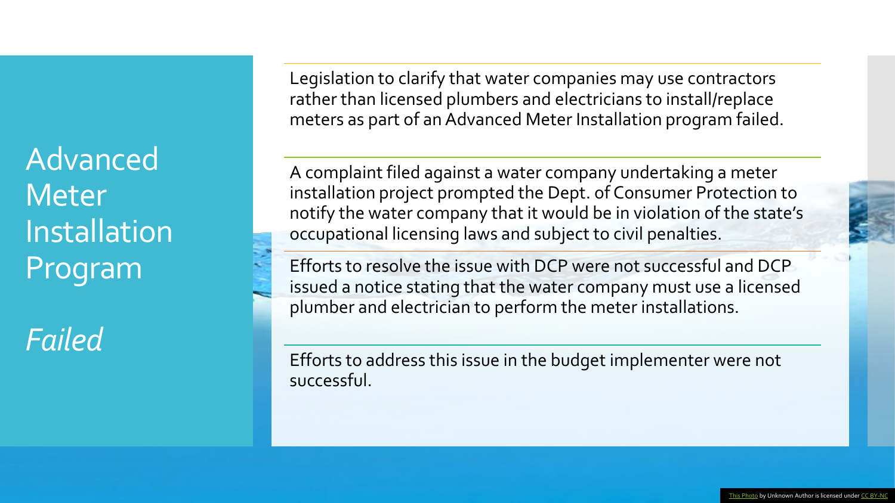# Advanced Meter Installation Program

*Failed*

Legislation to clarify that water companies may use contractors rather than licensed plumbers and electricians to install/replace meters as part of an Advanced Meter Installation program failed.

A complaint filed against a water company undertaking a meter installation project prompted the Dept. of Consumer Protection to notify the water company that it would be in violation of the state's occupational licensing laws and subject to civil penalties.

Efforts to resolve the issue with DCP were not successful and DCP issued a notice stating that the water company must use a licensed plumber and electrician to perform the meter installations.

Efforts to address this issue in the budget implementer were not successful.

This Photo by Unknown Author is licensed under CC BY-NC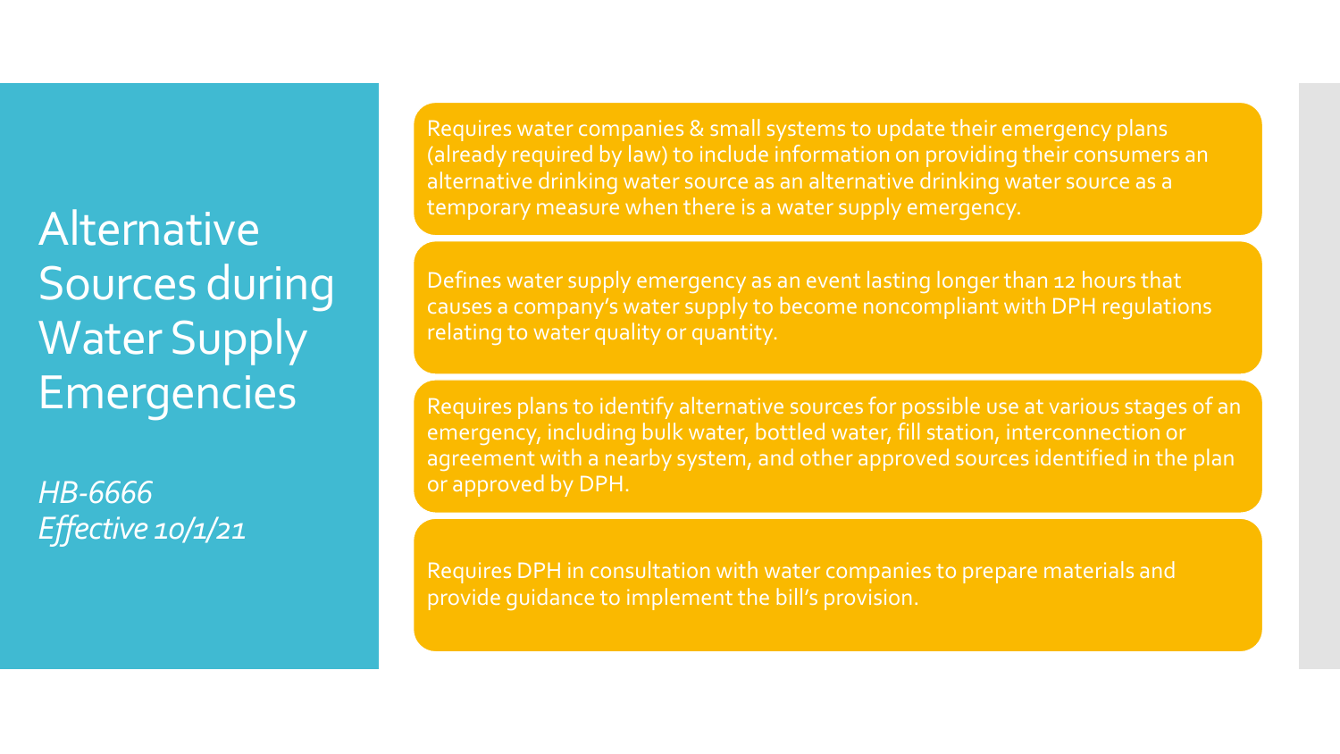# Alternative Sources during Water Supply Emergencies

*HB-6666*
*Effective 10/1/21*

Requires water companies & small systems to update their emergency plans (already required by law) to include information on providing their consumers an alternative drinking water source as an alternative drinking water source as a temporary measure when there is a water supply emergency.

Defines water supply emergency as an event lasting longer than 12 hours that causes a company's water supply to become noncompliant with DPH regulations relating to water quality or quantity.

Requires plans to identify alternative sources for possible use at various stages of an emergency, including bulk water, bottled water, fill station, interconnection or agreement with a nearby system, and other approved sources identified in the plan or approved by DPH.

Requires DPH in consultation with water companies to prepare materials and provide guidance to implement the bill's provision.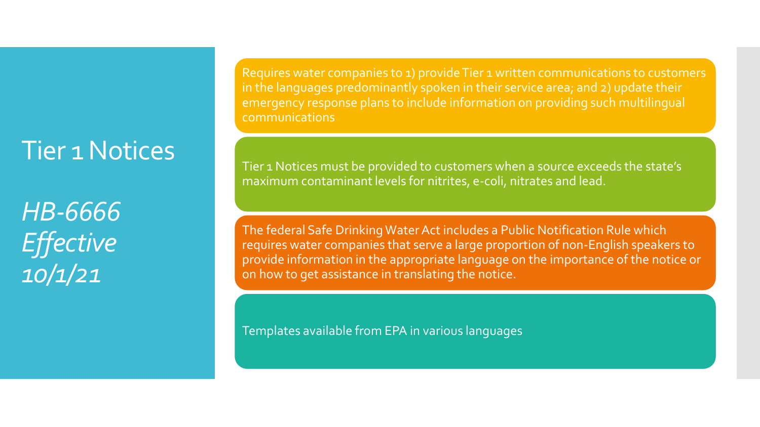# Tier 1 Notices

*HB-6666*
*Effective 10/1/21*

Requires water companies to 1) provide Tier 1 written communications to customers in the languages predominantly spoken in their service area; and 2) update their emergency response plans to include information on providing such multilingual communications

Tier 1 Notices must be provided to customers when a source exceeds the state's maximum contaminant levels for nitrites, e-coli, nitrates and lead.

The federal Safe Drinking Water Act includes a Public Notification Rule which requires water companies that serve a large proportion of non-English speakers to provide information in the appropriate language on the importance of the notice or on how to get assistance in translating the notice.

Templates available from EPA in various languages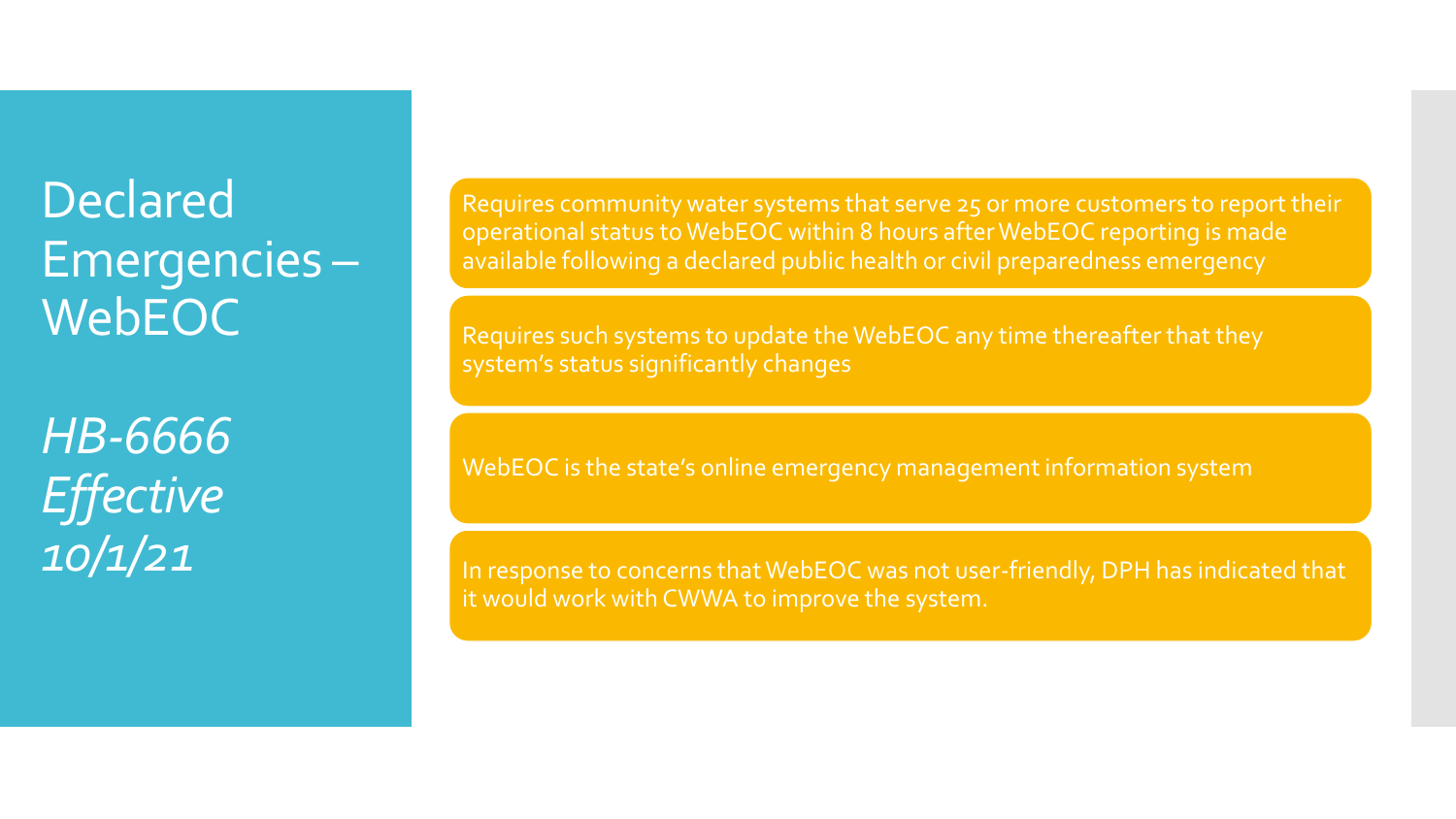# Declared Emergencies – WebEOC

*HB-6666 Effective 10/1/21*

- Requires community water systems that serve 25 or more customers to report their operational status to WebEOC within 8 hours after WebEOC reporting is made available following a declared public health or civil preparedness emergency
- Requires such systems to update the WebEOC any time thereafter that they system's status significantly changes
- WebEOC is the state's online emergency management information system
- In response to concerns that WebEOC was not user-friendly, DPH has indicated that it would work with CWWA to improve the system.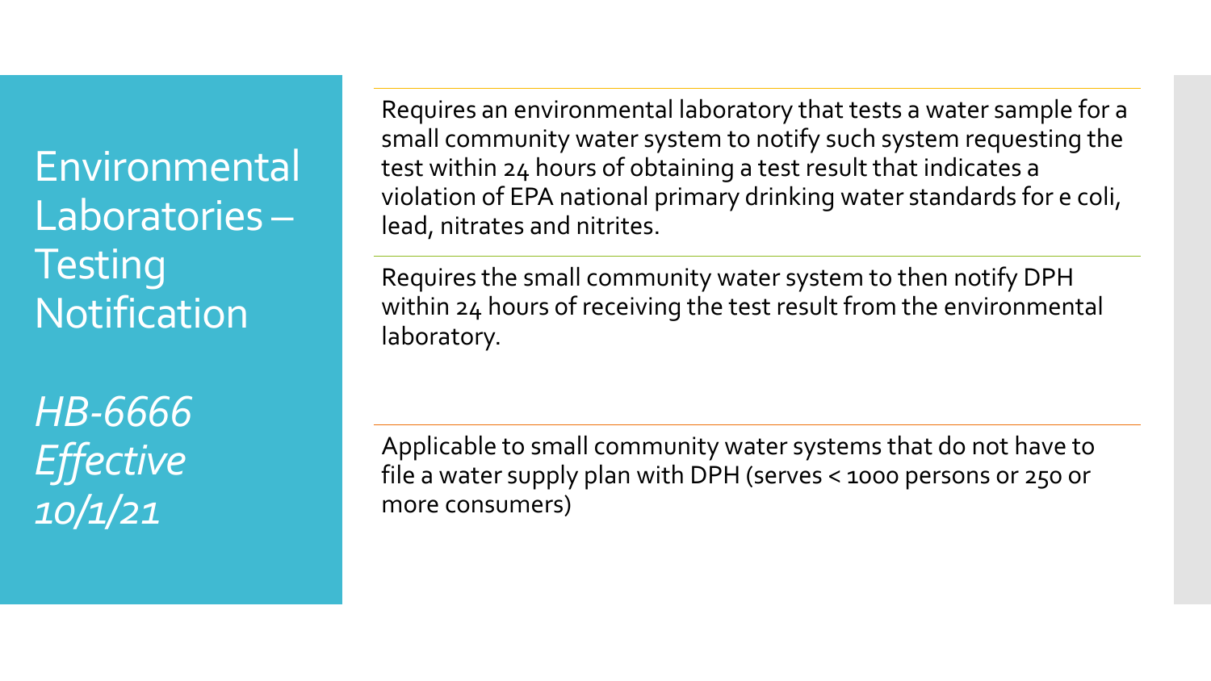# Environmental Laboratories – Testing Notification

*HB-6666 Effective 10/1/21*

Requires an environmental laboratory that tests a water sample for a small community water system to notify such system requesting the test within 24 hours of obtaining a test result that indicates a violation of EPA national primary drinking water standards for e coli, lead, nitrates and nitrites.

Requires the small community water system to then notify DPH within 24 hours of receiving the test result from the environmental laboratory.

Applicable to small community water systems that do not have to file a water supply plan with DPH (serves < 1000 persons or 250 or more consumers)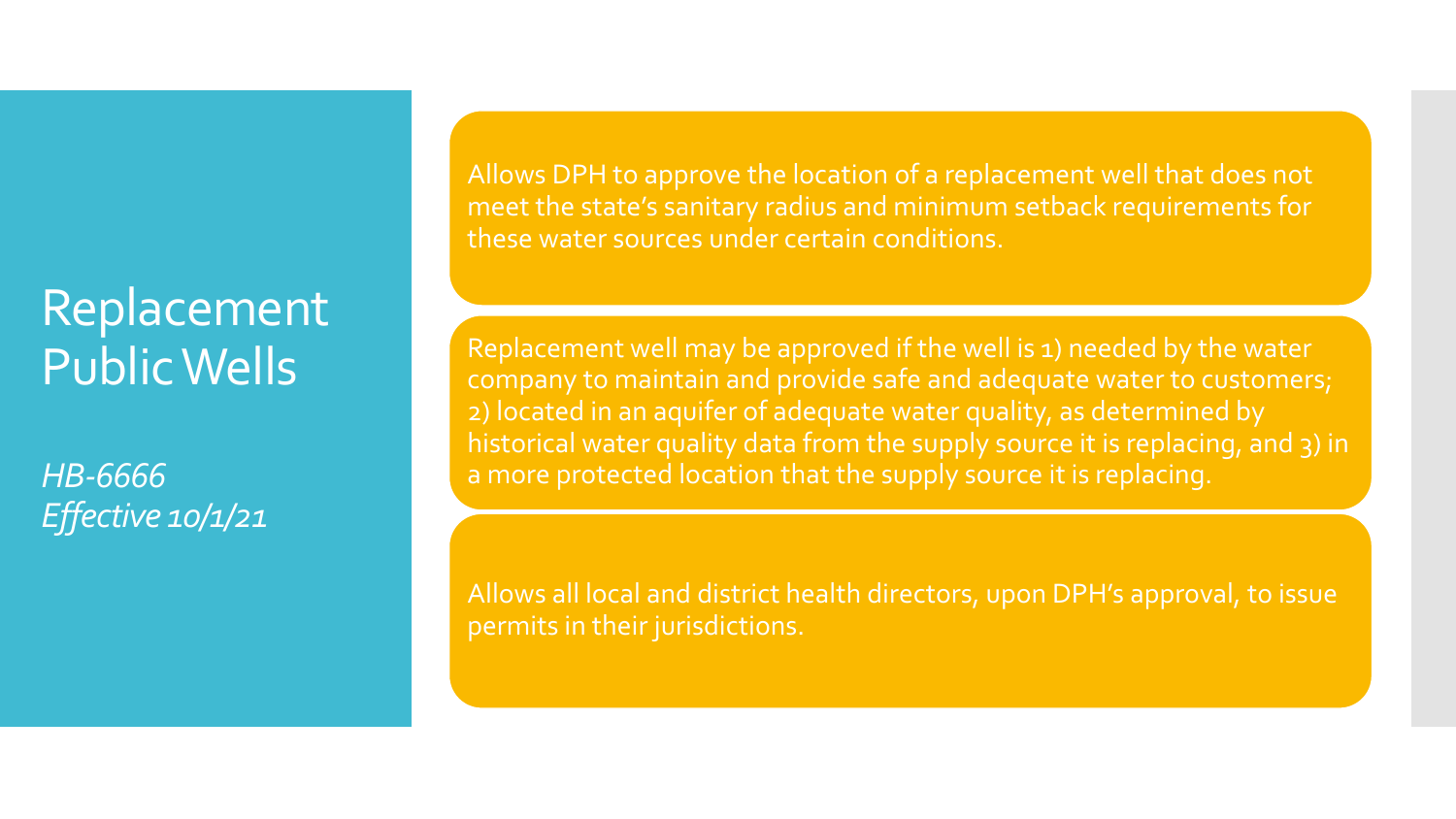# Replacement Public Wells

*HB-6666*
*Effective 10/1/21*

Allows DPH to approve the location of a replacement well that does not meet the state's sanitary radius and minimum setback requirements for these water sources under certain conditions.

Replacement well may be approved if the well is 1) needed by the water company to maintain and provide safe and adequate water to customers; 2) located in an aquifer of adequate water quality, as determined by historical water quality data from the supply source it is replacing, and 3) in a more protected location that the supply source it is replacing.

Allows all local and district health directors, upon DPH's approval, to issue permits in their jurisdictions.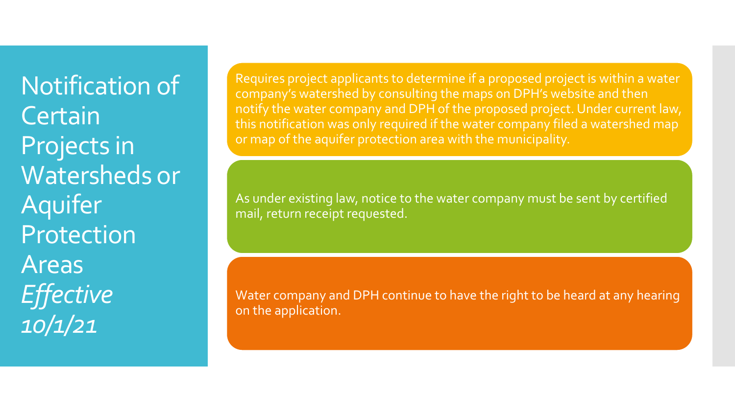# Notification of Certain Projects in Watersheds or Aquifer Protection Areas *Effective 10/1/21*

Requires project applicants to determine if a proposed project is within a water company's watershed by consulting the maps on DPH's website and then notify the water company and DPH of the proposed project. Under current law, this notification was only required if the water company filed a watershed map or map of the aquifer protection area with the municipality.

As under existing law, notice to the water company must be sent by certified mail, return receipt requested.

Water company and DPH continue to have the right to be heard at any hearing on the application.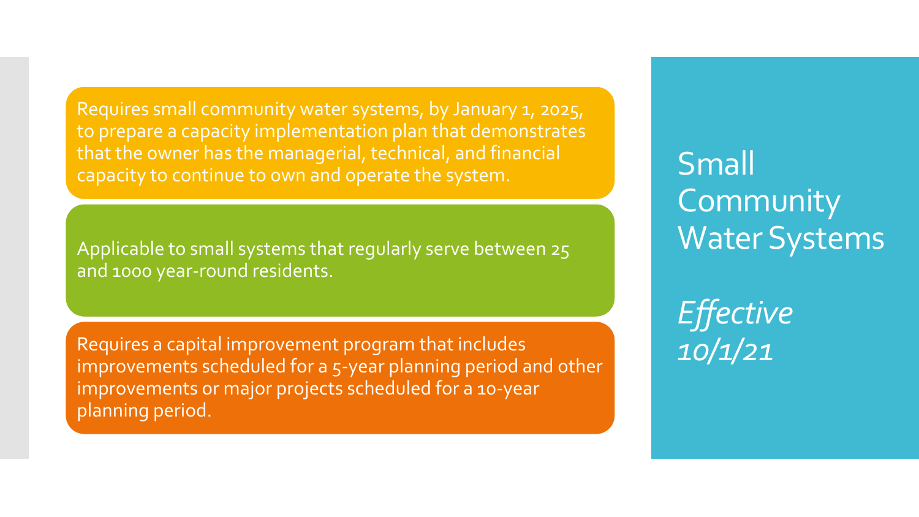# Small Community Water Systems

*Effective 10/1/21*

- Requires small community water systems, by January 1, 2025, to prepare a capacity implementation plan that demonstrates that the owner has the managerial, technical, and financial capacity to continue to own and operate the system.
- Applicable to small systems that regularly serve between 25 and 1000 year-round residents.
- Requires a capital improvement program that includes improvements scheduled for a 5-year planning period and other improvements or major projects scheduled for a 10-year planning period.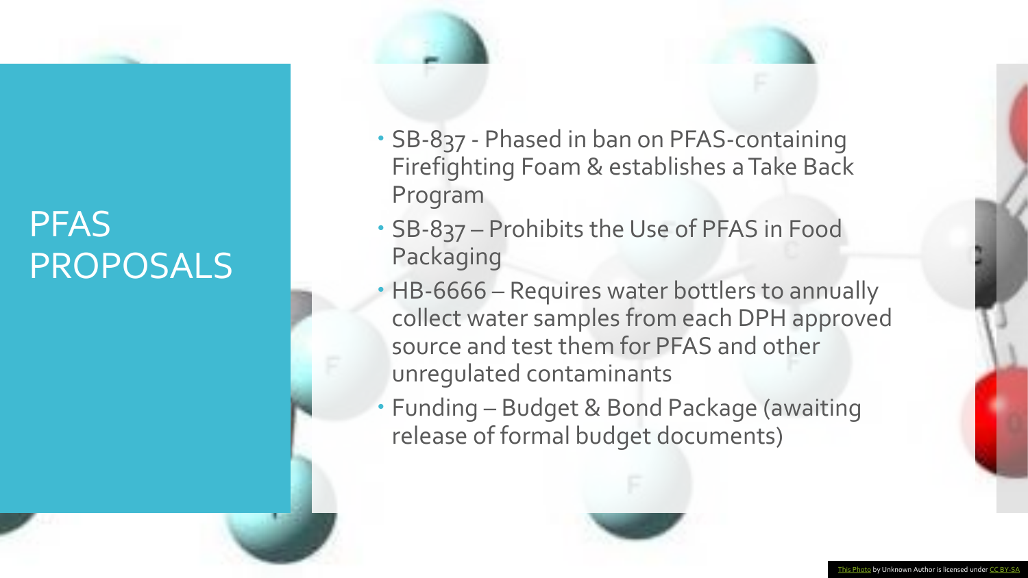# PFAS PROPOSALS

- SB-837 - Phased in ban on PFAS-containing Firefighting Foam & establishes a Take Back Program
- SB-837 – Prohibits the Use of PFAS in Food Packaging
- HB-6666 – Requires water bottlers to annually collect water samples from each DPH approved source and test them for PFAS and other unregulated contaminants
- Funding – Budget & Bond Package (awaiting release of formal budget documents)

This Photo by Unknown Author is licensed under CC BY-SA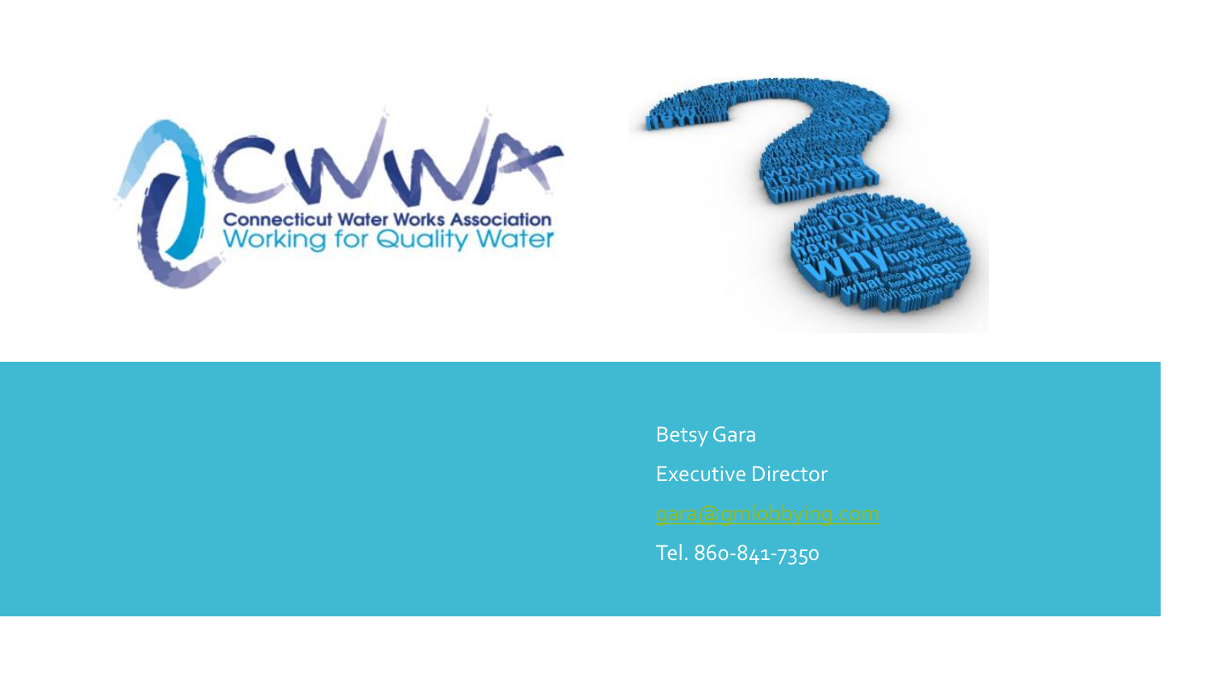Betsy Gara

Executive Director

gara@gmlobbying.com

Tel. 860-841-7350